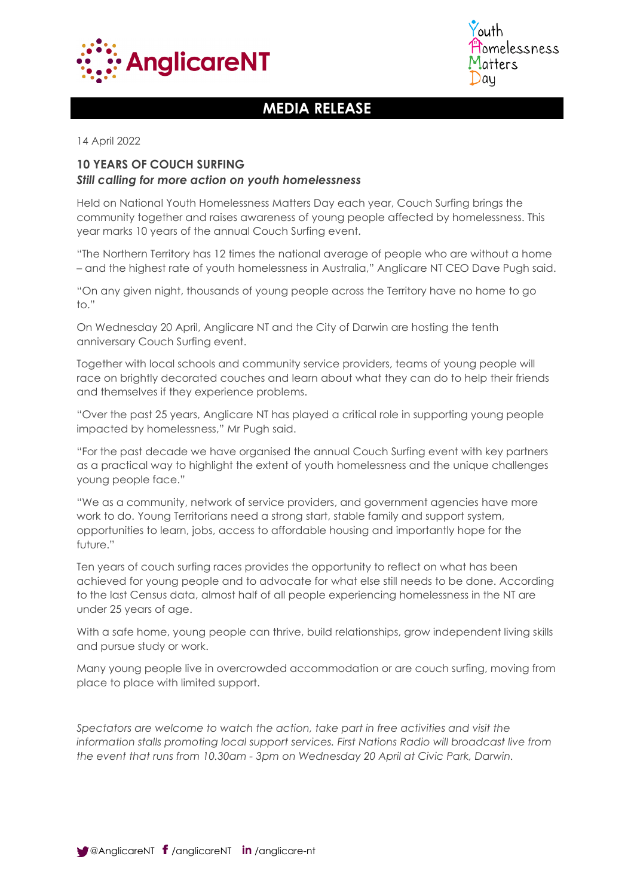AnglicareNT

Youth Homelessness Matters Day

# MEDIA RELEASE

14 April 2022

## 10 YEARS OF COUCH SURFING

***Still calling for more action on youth homelessness***

Held on National Youth Homelessness Matters Day each year, Couch Surfing brings the community together and raises awareness of young people affected by homelessness. This year marks 10 years of the annual Couch Surfing event.

"The Northern Territory has 12 times the national average of people who are without a home – and the highest rate of youth homelessness in Australia," Anglicare NT CEO Dave Pugh said.

"On any given night, thousands of young people across the Territory have no home to go to."

On Wednesday 20 April, Anglicare NT and the City of Darwin are hosting the tenth anniversary Couch Surfing event.

Together with local schools and community service providers, teams of young people will race on brightly decorated couches and learn about what they can do to help their friends and themselves if they experience problems.

"Over the past 25 years, Anglicare NT has played a critical role in supporting young people impacted by homelessness," Mr Pugh said.

"For the past decade we have organised the annual Couch Surfing event with key partners as a practical way to highlight the extent of youth homelessness and the unique challenges young people face."

"We as a community, network of service providers, and government agencies have more work to do. Young Territorians need a strong start, stable family and support system, opportunities to learn, jobs, access to affordable housing and importantly hope for the future."

Ten years of couch surfing races provides the opportunity to reflect on what has been achieved for young people and to advocate for what else still needs to be done. According to the last Census data, almost half of all people experiencing homelessness in the NT are under 25 years of age.

With a safe home, young people can thrive, build relationships, grow independent living skills and pursue study or work.

Many young people live in overcrowded accommodation or are couch surfing, moving from place to place with limited support.

*Spectators are welcome to watch the action, take part in free activities and visit the information stalls promoting local support services. First Nations Radio will broadcast live from the event that runs from 10.30am - 3pm on Wednesday 20 April at Civic Park, Darwin.*

@AnglicareNT /anglicareNT /anglicare-nt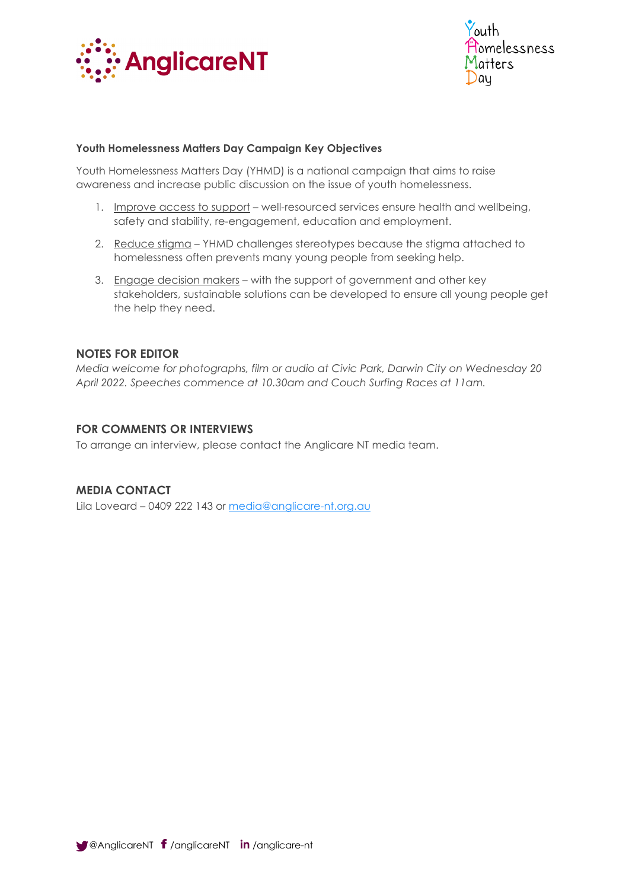**Youth Homelessness Matters Day Campaign Key Objectives**

Youth Homelessness Matters Day (YHMD) is a national campaign that aims to raise awareness and increase public discussion on the issue of youth homelessness.

1. Improve access to support – well-resourced services ensure health and wellbeing, safety and stability, re-engagement, education and employment.
2. Reduce stigma – YHMD challenges stereotypes because the stigma attached to homelessness often prevents many young people from seeking help.
3. Engage decision makers – with the support of government and other key stakeholders, sustainable solutions can be developed to ensure all young people get the help they need.

## NOTES FOR EDITOR

*Media welcome for photographs, film or audio at Civic Park, Darwin City on Wednesday 20 April 2022. Speeches commence at 10.30am and Couch Surfing Races at 11am.*

## FOR COMMENTS OR INTERVIEWS

To arrange an interview, please contact the Anglicare NT media team.

## MEDIA CONTACT

Lila Loveard – 0409 222 143 or media@anglicare-nt.org.au